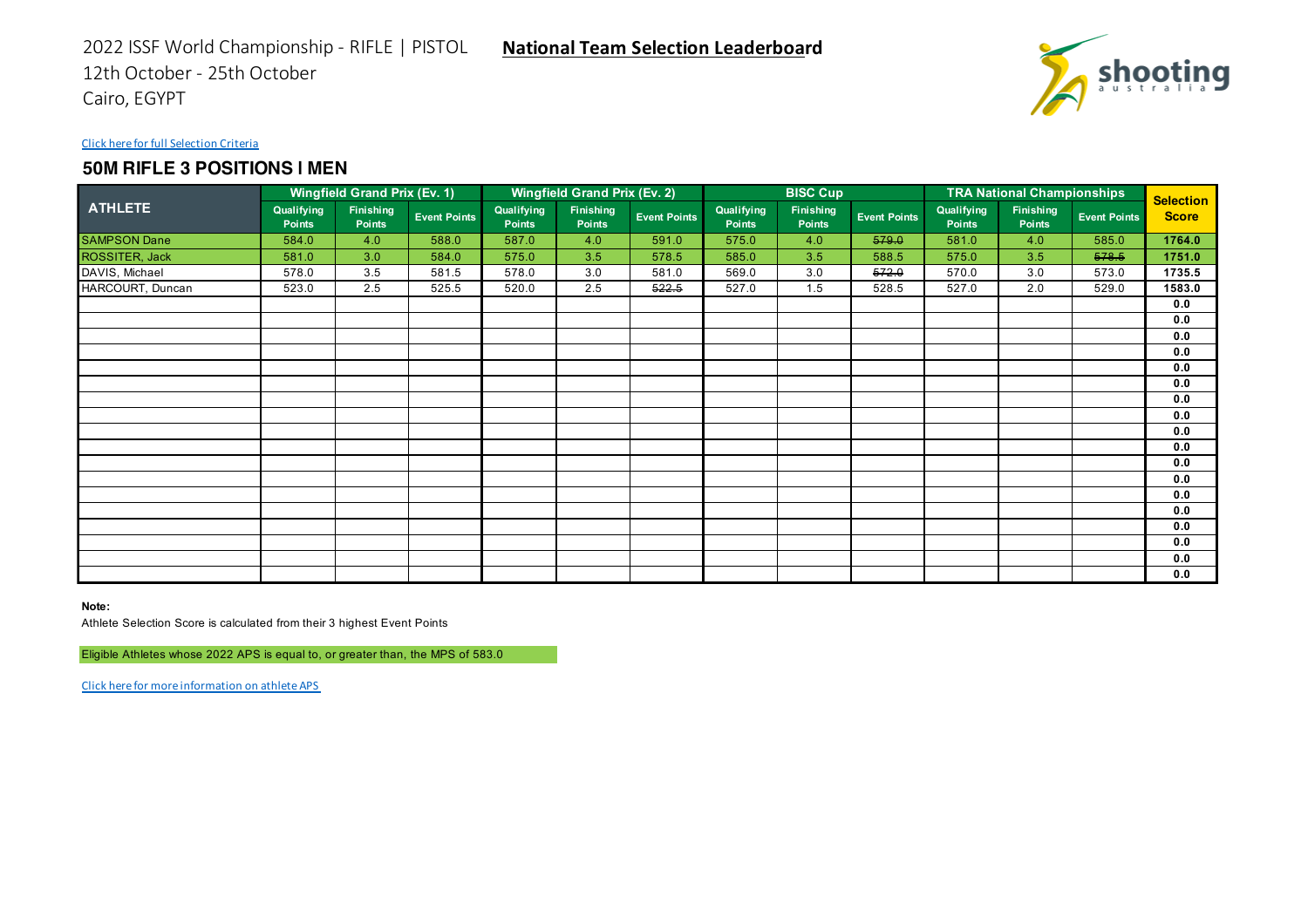2022 ISSF World Championship - RIFLE | PISTOL

12th October - 25th October

Cairo, EGYPT

**National Team Selection Leaderboard**

Click here for full Selection Criteria

## 50M RIFLE 3 POSITIONS I MEN

| ATHLETE | Wingfield Grand Prix (Ev. 1) | | | Wingfield Grand Prix (Ev. 2) | | | BISC Cup | | | TRA National Championships | | | Selection Score |
|---|---|---|---|---|---|---|---|---|---|---|---|---|---|
| | Qualifying Points | Finishing Points | Event Points | Qualifying Points | Finishing Points | Event Points | Qualifying Points | Finishing Points | Event Points | Qualifying Points | Finishing Points | Event Points | |
| SAMPSON Dane | 584.0 | 4.0 | 588.0 | 587.0 | 4.0 | 591.0 | 575.0 | 4.0 | ~~579.0~~ | 581.0 | 4.0 | 585.0 | **1764.0** |
| ROSSITER, Jack | 581.0 | 3.0 | 584.0 | 575.0 | 3.5 | 578.5 | 585.0 | 3.5 | 588.5 | 575.0 | 3.5 | ~~578.5~~ | **1751.0** |
| DAVIS, Michael | 578.0 | 3.5 | 581.5 | 578.0 | 3.0 | 581.0 | 569.0 | 3.0 | ~~572.0~~ | 570.0 | 3.0 | 573.0 | **1735.5** |
| HARCOURT, Duncan | 523.0 | 2.5 | 525.5 | 520.0 | 2.5 | ~~522.5~~ | 527.0 | 1.5 | 528.5 | 527.0 | 2.0 | 529.0 | **1583.0** |
| | | | | | | | | | | | | | **0.0** |
| | | | | | | | | | | | | | **0.0** |
| | | | | | | | | | | | | | **0.0** |
| | | | | | | | | | | | | | **0.0** |
| | | | | | | | | | | | | | **0.0** |
| | | | | | | | | | | | | | **0.0** |
| | | | | | | | | | | | | | **0.0** |
| | | | | | | | | | | | | | **0.0** |
| | | | | | | | | | | | | | **0.0** |
| | | | | | | | | | | | | | **0.0** |
| | | | | | | | | | | | | | **0.0** |
| | | | | | | | | | | | | | **0.0** |
| | | | | | | | | | | | | | **0.0** |
| | | | | | | | | | | | | | **0.0** |
| | | | | | | | | | | | | | **0.0** |
| | | | | | | | | | | | | | **0.0** |
| | | | | | | | | | | | | | **0.0** |
| | | | | | | | | | | | | | **0.0** |

**Note:**

Athlete Selection Score is calculated from their 3 highest Event Points

Eligible Athletes whose 2022 APS is equal to, or greater than, the MPS of 583.0

Click here for more information on athlete APS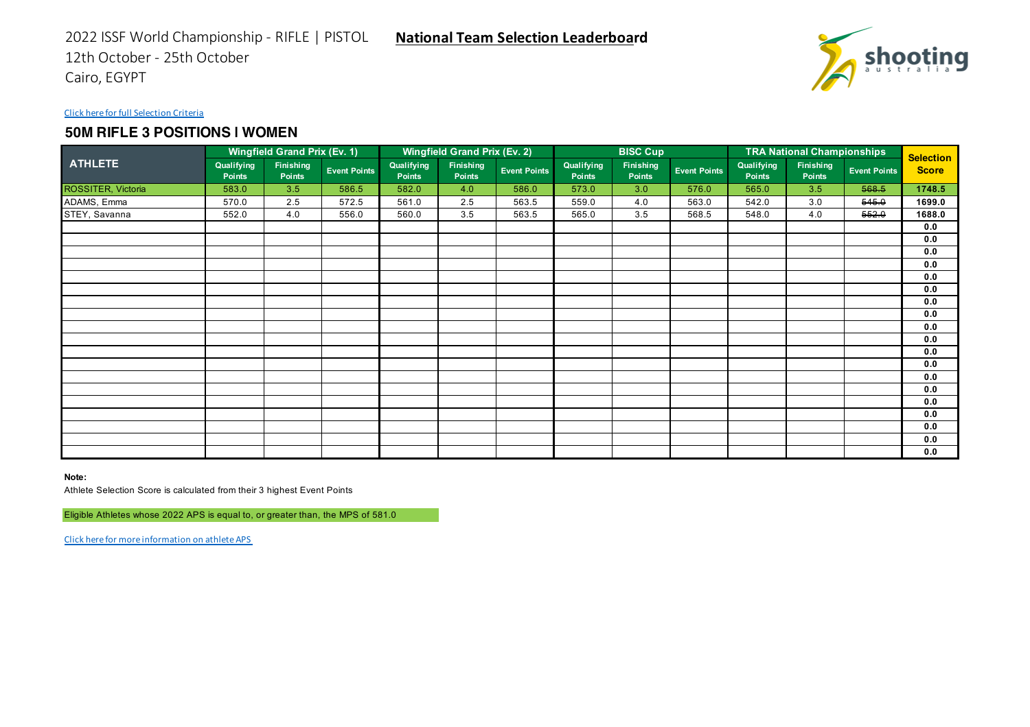2022 ISSF World Championship - RIFLE | PISTOL
12th October - 25th October
Cairo, EGYPT

**National Team Selection Leaderboard**

Click here for full Selection Criteria

## 50M RIFLE 3 POSITIONS I WOMEN

| ATHLETE | Wingfield Grand Prix (Ev. 1) | | | Wingfield Grand Prix (Ev. 2) | | | BISC Cup | | | TRA National Championships | | | Selection Score |
|---|---|---|---|---|---|---|---|---|---|---|---|---|---|
| | Qualifying Points | Finishing Points | Event Points | Qualifying Points | Finishing Points | Event Points | Qualifying Points | Finishing Points | Event Points | Qualifying Points | Finishing Points | Event Points | |
| ROSSITER, Victoria | 583.0 | 3.5 | 586.5 | 582.0 | 4.0 | 586.0 | 573.0 | 3.0 | 576.0 | 565.0 | 3.5 | ~~568.5~~ | **1748.5** |
| ADAMS, Emma | 570.0 | 2.5 | 572.5 | 561.0 | 2.5 | 563.5 | 559.0 | 4.0 | 563.0 | 542.0 | 3.0 | ~~545.0~~ | **1699.0** |
| STEY, Savanna | 552.0 | 4.0 | 556.0 | 560.0 | 3.5 | 563.5 | 565.0 | 3.5 | 568.5 | 548.0 | 4.0 | ~~552.0~~ | **1688.0** |
| | | | | | | | | | | | | | **0.0** |
| | | | | | | | | | | | | | **0.0** |
| | | | | | | | | | | | | | **0.0** |
| | | | | | | | | | | | | | **0.0** |
| | | | | | | | | | | | | | **0.0** |
| | | | | | | | | | | | | | **0.0** |
| | | | | | | | | | | | | | **0.0** |
| | | | | | | | | | | | | | **0.0** |
| | | | | | | | | | | | | | **0.0** |
| | | | | | | | | | | | | | **0.0** |
| | | | | | | | | | | | | | **0.0** |
| | | | | | | | | | | | | | **0.0** |
| | | | | | | | | | | | | | **0.0** |
| | | | | | | | | | | | | | **0.0** |
| | | | | | | | | | | | | | **0.0** |
| | | | | | | | | | | | | | **0.0** |
| | | | | | | | | | | | | | **0.0** |
| | | | | | | | | | | | | | **0.0** |

**Note:**

Athlete Selection Score is calculated from their 3 highest Event Points

Eligible Athletes whose 2022 APS is equal to, or greater than, the MPS of 581.0

Click here for more information on athlete APS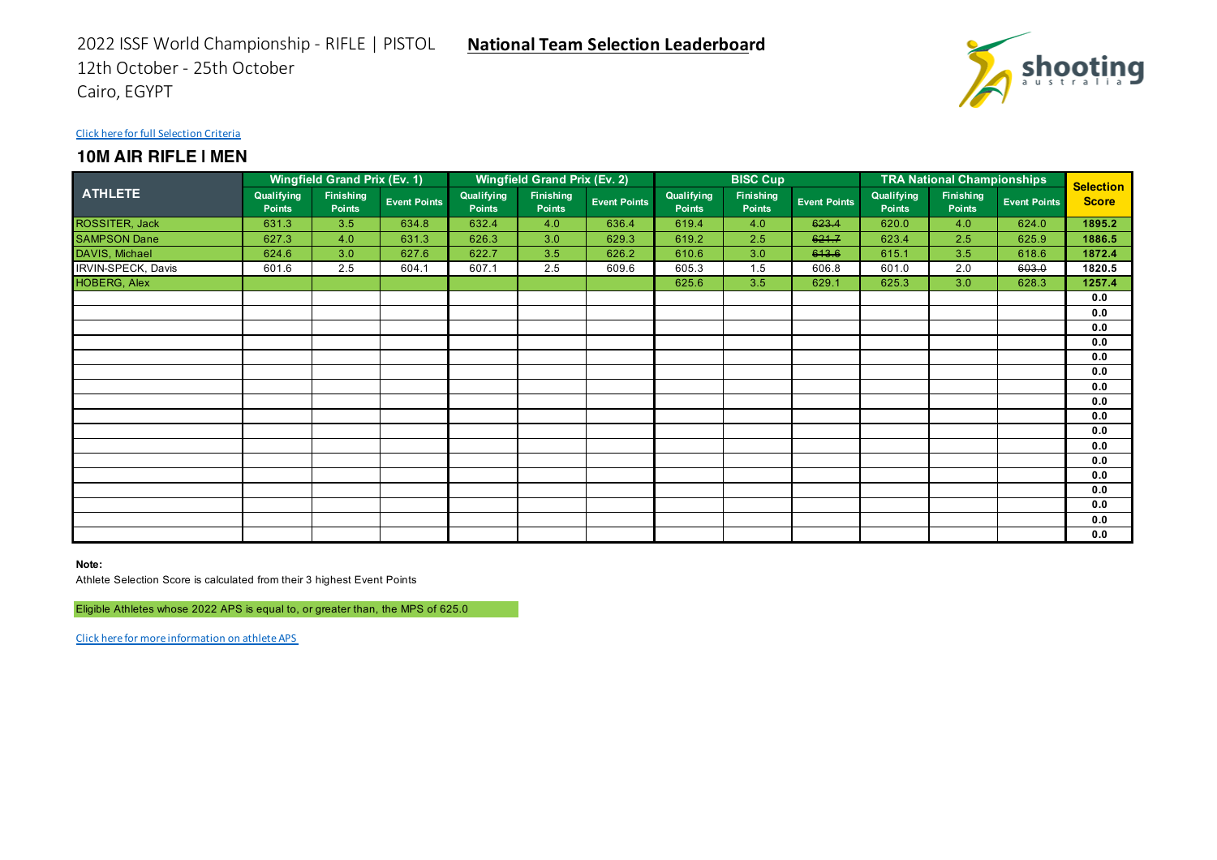2022 ISSF World Championship - RIFLE | PISTOL

12th October - 25th October

Cairo, EGYPT

**National Team Selection Leaderboard**

Click here for full Selection Criteria

## 10M AIR RIFLE I MEN

| ATHLETE | Wingfield Grand Prix (Ev. 1) | | | Wingfield Grand Prix (Ev. 2) | | | BISC Cup | | | TRA National Championships | | | Selection Score |
|---|---|---|---|---|---|---|---|---|---|---|---|---|---|
| | Qualifying Points | Finishing Points | Event Points | Qualifying Points | Finishing Points | Event Points | Qualifying Points | Finishing Points | Event Points | Qualifying Points | Finishing Points | Event Points | |
| ROSSITER, Jack | 631.3 | 3.5 | 634.8 | 632.4 | 4.0 | 636.4 | 619.4 | 4.0 | ~~623.4~~ | 620.0 | 4.0 | 624.0 | **1895.2** |
| SAMPSON Dane | 627.3 | 4.0 | 631.3 | 626.3 | 3.0 | 629.3 | 619.2 | 2.5 | ~~621.7~~ | 623.4 | 2.5 | 625.9 | **1886.5** |
| DAVIS, Michael | 624.6 | 3.0 | 627.6 | 622.7 | 3.5 | 626.2 | 610.6 | 3.0 | ~~613.6~~ | 615.1 | 3.5 | 618.6 | **1872.4** |
| IRVIN-SPECK, Davis | 601.6 | 2.5 | 604.1 | 607.1 | 2.5 | 609.6 | 605.3 | 1.5 | 606.8 | 601.0 | 2.0 | ~~603.0~~ | **1820.5** |
| HOBERG, Alex | | | | | | | 625.6 | 3.5 | 629.1 | 625.3 | 3.0 | 628.3 | **1257.4** |
| | | | | | | | | | | | | | **0.0** |
| | | | | | | | | | | | | | **0.0** |
| | | | | | | | | | | | | | **0.0** |
| | | | | | | | | | | | | | **0.0** |
| | | | | | | | | | | | | | **0.0** |
| | | | | | | | | | | | | | **0.0** |
| | | | | | | | | | | | | | **0.0** |
| | | | | | | | | | | | | | **0.0** |
| | | | | | | | | | | | | | **0.0** |
| | | | | | | | | | | | | | **0.0** |
| | | | | | | | | | | | | | **0.0** |
| | | | | | | | | | | | | | **0.0** |
| | | | | | | | | | | | | | **0.0** |
| | | | | | | | | | | | | | **0.0** |
| | | | | | | | | | | | | | **0.0** |
| | | | | | | | | | | | | | **0.0** |
| | | | | | | | | | | | | | **0.0** |

**Note:**

Athlete Selection Score is calculated from their 3 highest Event Points

Eligible Athletes whose 2022 APS is equal to, or greater than, the MPS of 625.0

Click here for more information on athlete APS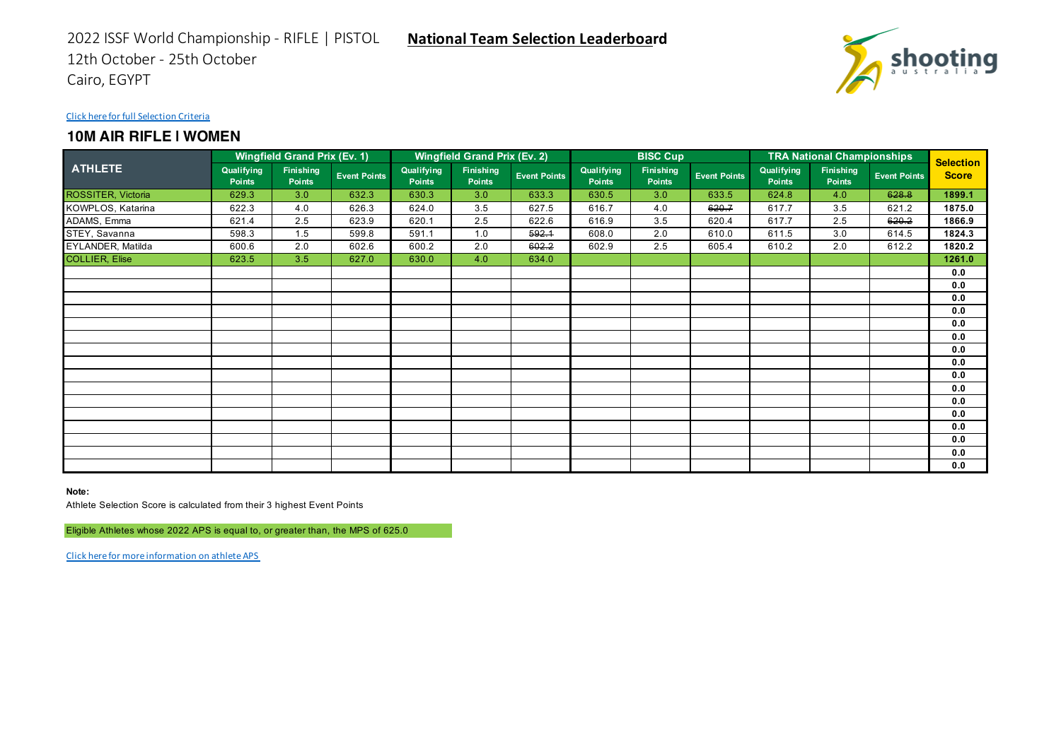2022 ISSF World Championship - RIFLE | PISTOL

12th October - 25th October

Cairo, EGYPT

**National Team Selection Leaderboard**

Click here for full Selection Criteria

## 10M AIR RIFLE I WOMEN

| ATHLETE | Wingfield Grand Prix (Ev. 1) | | | Wingfield Grand Prix (Ev. 2) | | | BISC Cup | | | TRA National Championships | | | Selection Score |
|---|---|---|---|---|---|---|---|---|---|---|---|---|---|
| | Qualifying Points | Finishing Points | Event Points | Qualifying Points | Finishing Points | Event Points | Qualifying Points | Finishing Points | Event Points | Qualifying Points | Finishing Points | Event Points | |
| ROSSITER, Victoria | 629.3 | 3.0 | 632.3 | 630.3 | 3.0 | 633.3 | 630.5 | 3.0 | 633.5 | 624.8 | 4.0 | ~~628.8~~ | **1899.1** |
| KOWPLOS, Katarina | 622.3 | 4.0 | 626.3 | 624.0 | 3.5 | 627.5 | 616.7 | 4.0 | ~~620.7~~ | 617.7 | 3.5 | 621.2 | **1875.0** |
| ADAMS, Emma | 621.4 | 2.5 | 623.9 | 620.1 | 2.5 | 622.6 | 616.9 | 3.5 | 620.4 | 617.7 | 2.5 | ~~620.2~~ | **1866.9** |
| STEY, Savanna | 598.3 | 1.5 | 599.8 | 591.1 | 1.0 | ~~592.1~~ | 608.0 | 2.0 | 610.0 | 611.5 | 3.0 | 614.5 | **1824.3** |
| EYLANDER, Matilda | 600.6 | 2.0 | 602.6 | 600.2 | 2.0 | ~~602.2~~ | 602.9 | 2.5 | 605.4 | 610.2 | 2.0 | 612.2 | **1820.2** |
| COLLIER, Elise | 623.5 | 3.5 | 627.0 | 630.0 | 4.0 | 634.0 | | | | | | | **1261.0** |
| | | | | | | | | | | | | | **0.0** |
| | | | | | | | | | | | | | **0.0** |
| | | | | | | | | | | | | | **0.0** |
| | | | | | | | | | | | | | **0.0** |
| | | | | | | | | | | | | | **0.0** |
| | | | | | | | | | | | | | **0.0** |
| | | | | | | | | | | | | | **0.0** |
| | | | | | | | | | | | | | **0.0** |
| | | | | | | | | | | | | | **0.0** |
| | | | | | | | | | | | | | **0.0** |
| | | | | | | | | | | | | | **0.0** |
| | | | | | | | | | | | | | **0.0** |
| | | | | | | | | | | | | | **0.0** |
| | | | | | | | | | | | | | **0.0** |
| | | | | | | | | | | | | | **0.0** |
| | | | | | | | | | | | | | **0.0** |

**Note:**

Athlete Selection Score is calculated from their 3 highest Event Points

Eligible Athletes whose 2022 APS is equal to, or greater than, the MPS of 625.0

Click here for more information on athlete APS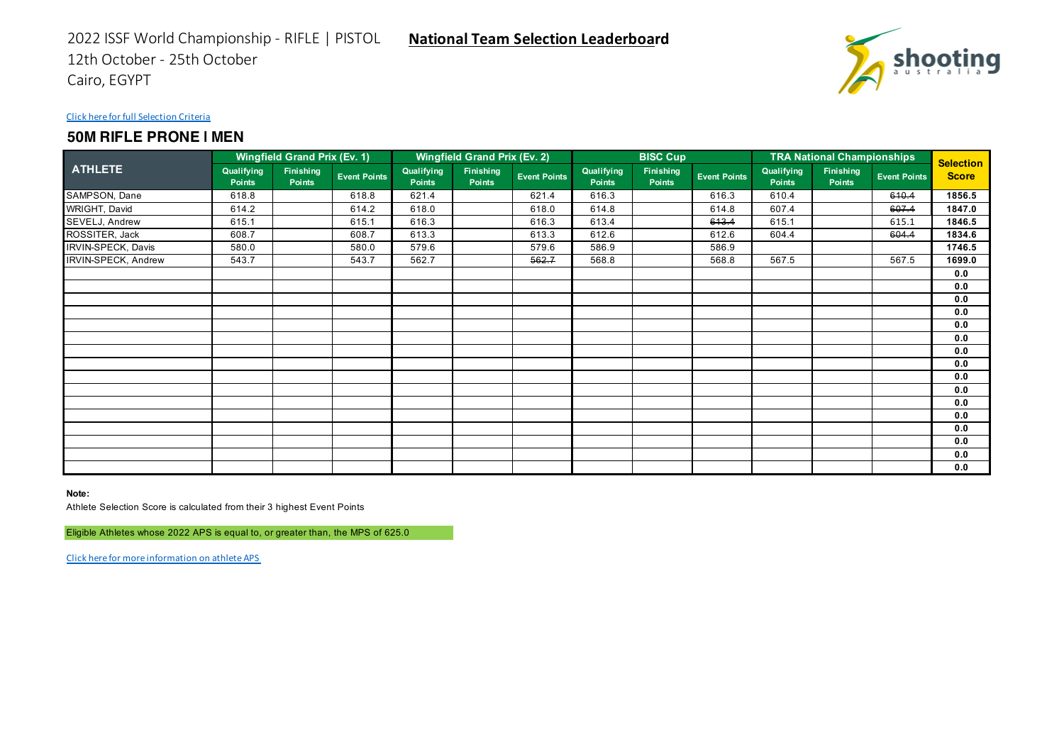2022 ISSF World Championship - RIFLE | PISTOL

12th October - 25th October

Cairo, EGYPT

**National Team Selection Leaderboard**

Click here for full Selection Criteria

## 50M RIFLE PRONE I MEN

| ATHLETE | Wingfield Grand Prix (Ev. 1) | | | Wingfield Grand Prix (Ev. 2) | | | BISC Cup | | | TRA National Championships | | | Selection Score |
|---|---|---|---|---|---|---|---|---|---|---|---|---|---|
| | Qualifying Points | Finishing Points | Event Points | Qualifying Points | Finishing Points | Event Points | Qualifying Points | Finishing Points | Event Points | Qualifying Points | Finishing Points | Event Points | |
| SAMPSON, Dane | 618.8 | | 618.8 | 621.4 | | 621.4 | 616.3 | | 616.3 | 610.4 | | ~~610.4~~ | **1856.5** |
| WRIGHT, David | 614.2 | | 614.2 | 618.0 | | 618.0 | 614.8 | | 614.8 | 607.4 | | ~~607.4~~ | **1847.0** |
| SEVELJ, Andrew | 615.1 | | 615.1 | 616.3 | | 616.3 | 613.4 | | ~~613.4~~ | 615.1 | | 615.1 | **1846.5** |
| ROSSITER, Jack | 608.7 | | 608.7 | 613.3 | | 613.3 | 612.6 | | 612.6 | 604.4 | | ~~604.4~~ | **1834.6** |
| IRVIN-SPECK, Davis | 580.0 | | 580.0 | 579.6 | | 579.6 | 586.9 | | 586.9 | | | | **1746.5** |
| IRVIN-SPECK, Andrew | 543.7 | | 543.7 | 562.7 | | ~~562.7~~ | 568.8 | | 568.8 | 567.5 | | 567.5 | **1699.0** |
| | | | | | | | | | | | | | **0.0** |
| | | | | | | | | | | | | | **0.0** |
| | | | | | | | | | | | | | **0.0** |
| | | | | | | | | | | | | | **0.0** |
| | | | | | | | | | | | | | **0.0** |
| | | | | | | | | | | | | | **0.0** |
| | | | | | | | | | | | | | **0.0** |
| | | | | | | | | | | | | | **0.0** |
| | | | | | | | | | | | | | **0.0** |
| | | | | | | | | | | | | | **0.0** |
| | | | | | | | | | | | | | **0.0** |
| | | | | | | | | | | | | | **0.0** |
| | | | | | | | | | | | | | **0.0** |
| | | | | | | | | | | | | | **0.0** |
| | | | | | | | | | | | | | **0.0** |
| | | | | | | | | | | | | | **0.0** |

**Note:**

Athlete Selection Score is calculated from their 3 highest Event Points

Eligible Athletes whose 2022 APS is equal to, or greater than, the MPS of 625.0

Click here for more information on athlete APS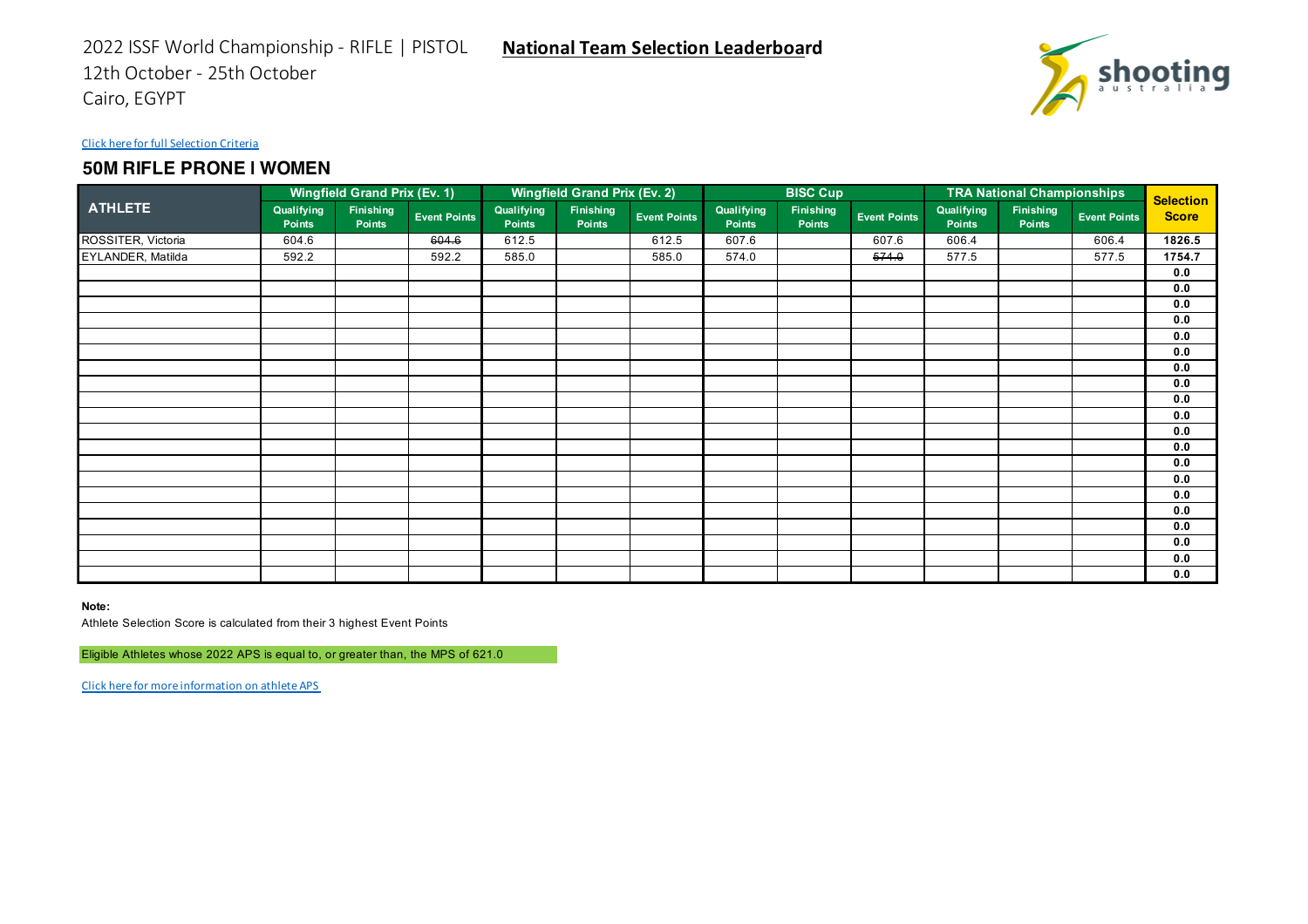2022 ISSF World Championship - RIFLE | PISTOL

12th October - 25th October

Cairo, EGYPT

**National Team Selection Leaderboard**

Click here for full Selection Criteria

## 50M RIFLE PRONE I WOMEN

| ATHLETE | Wingfield Grand Prix (Ev. 1) | | | Wingfield Grand Prix (Ev. 2) | | | BISC Cup | | | TRA National Championships | | | Selection Score |
|---|---|---|---|---|---|---|---|---|---|---|---|---|---|
| | Qualifying Points | Finishing Points | Event Points | Qualifying Points | Finishing Points | Event Points | Qualifying Points | Finishing Points | Event Points | Qualifying Points | Finishing Points | Event Points | |
| ROSSITER, Victoria | 604.6 | | ~~604.6~~ | 612.5 | | 612.5 | 607.6 | | 607.6 | 606.4 | | 606.4 | **1826.5** |
| EYLANDER, Matilda | 592.2 | | 592.2 | 585.0 | | 585.0 | 574.0 | | ~~574.0~~ | 577.5 | | 577.5 | **1754.7** |
| | | | | | | | | | | | | | **0.0** |
| | | | | | | | | | | | | | **0.0** |
| | | | | | | | | | | | | | **0.0** |
| | | | | | | | | | | | | | **0.0** |
| | | | | | | | | | | | | | **0.0** |
| | | | | | | | | | | | | | **0.0** |
| | | | | | | | | | | | | | **0.0** |
| | | | | | | | | | | | | | **0.0** |
| | | | | | | | | | | | | | **0.0** |
| | | | | | | | | | | | | | **0.0** |
| | | | | | | | | | | | | | **0.0** |
| | | | | | | | | | | | | | **0.0** |
| | | | | | | | | | | | | | **0.0** |
| | | | | | | | | | | | | | **0.0** |
| | | | | | | | | | | | | | **0.0** |
| | | | | | | | | | | | | | **0.0** |
| | | | | | | | | | | | | | **0.0** |
| | | | | | | | | | | | | | **0.0** |
| | | | | | | | | | | | | | **0.0** |
| | | | | | | | | | | | | | **0.0** |

**Note:**

Athlete Selection Score is calculated from their 3 highest Event Points

Eligible Athletes whose 2022 APS is equal to, or greater than, the MPS of 621.0

Click here for more information on athlete APS